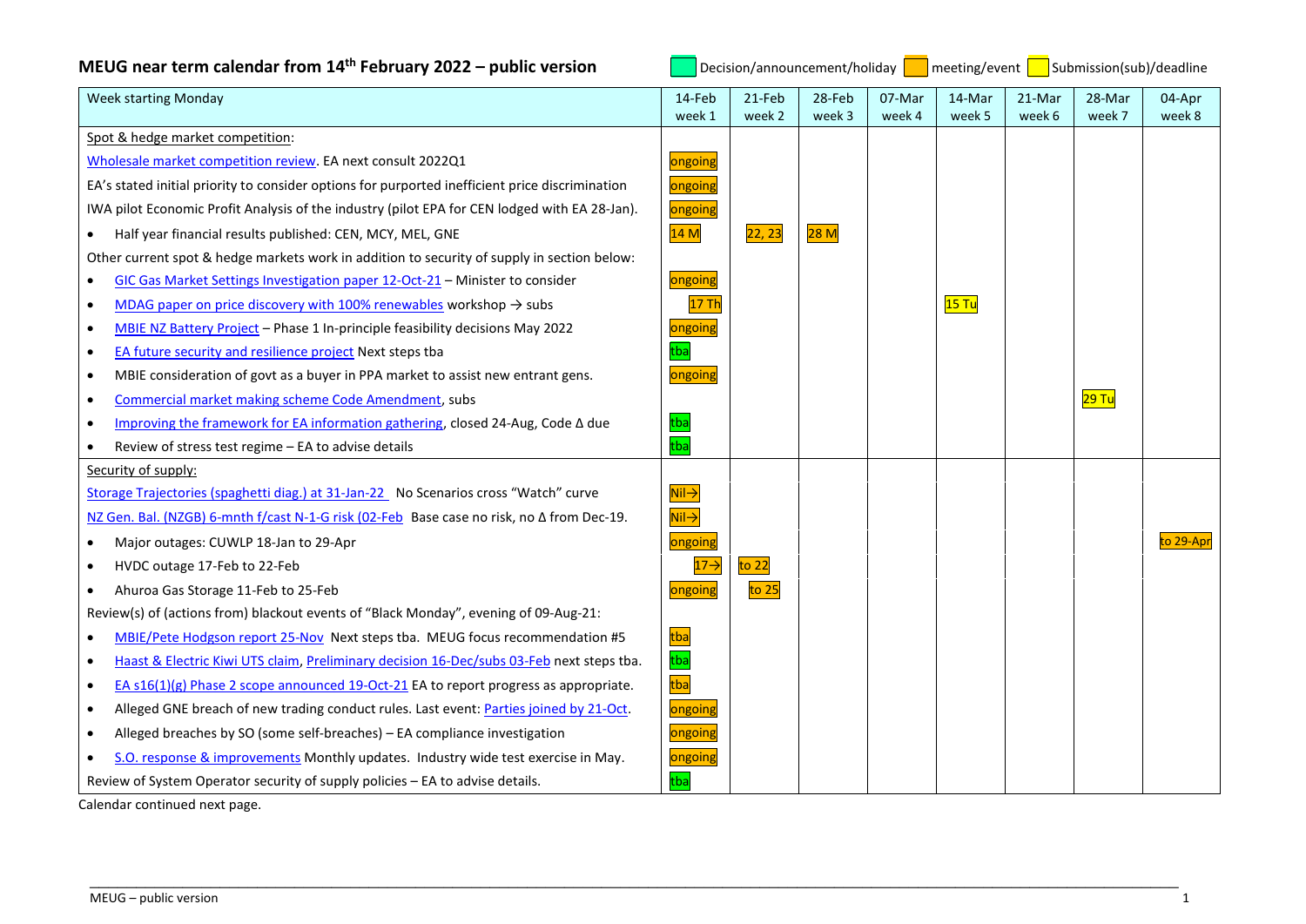# MEUG near term calendar from 14th February 2022 – public version

Legend: Decision/announcement/holiday | meeting/event | Submission(sub)/deadline

| Week starting Monday | 14-Feb week 1 | 21-Feb week 2 | 28-Feb week 3 | 07-Mar week 4 | 14-Mar week 5 | 21-Mar week 6 | 28-Mar week 7 | 04-Apr week 8 |
|---|---|---|---|---|---|---|---|---|
| Spot & hedge market competition: | | | | | | | | |
| Wholesale market competition review. EA next consult 2022Q1 | ongoing | | | | | | | |
| EA's stated initial priority to consider options for purported inefficient price discrimination | ongoing | | | | | | | |
| IWA pilot Economic Profit Analysis of the industry (pilot EPA for CEN lodged with EA 28-Jan). | ongoing | | | | | | | |
| • Half year financial results published: CEN, MCY, MEL, GNE | 14 M | 22, 23 | 28 M | | | | | |
| Other current spot & hedge markets work in addition to security of supply in section below: | | | | | | | | |
| • GIC Gas Market Settings Investigation paper 12-Oct-21 – Minister to consider | ongoing | | | | | | | |
| • MDAG paper on price discovery with 100% renewables workshop → subs | 17 Th | | | | 15 Tu | | | |
| • MBIE NZ Battery Project – Phase 1 In-principle feasibility decisions May 2022 | ongoing | | | | | | | |
| • EA future security and resilience project Next steps tba | tba | | | | | | | |
| • MBIE consideration of govt as a buyer in PPA market to assist new entrant gens. | ongoing | | | | | | | |
| • Commercial market making scheme Code Amendment, subs | | | | | | | 29 Tu | |
| • Improving the framework for EA information gathering, closed 24-Aug, Code Δ due | tba | | | | | | | |
| • Review of stress test regime – EA to advise details | tba | | | | | | | |
| Security of supply: | | | | | | | | |
| Storage Trajectories (spaghetti diag.) at 31-Jan-22 No Scenarios cross "Watch" curve | Nil→ | | | | | | | |
| NZ Gen. Bal. (NZGB) 6-mnth f/cast N-1-G risk (02-Feb Base case no risk, no Δ from Dec-19. | Nil→ | | | | | | | |
| • Major outages: CUWLP 18-Jan to 29-Apr | ongoing | | | | | | | to 29-Apr |
| • HVDC outage 17-Feb to 22-Feb | 17→ | to 22 | | | | | | |
| • Ahuroa Gas Storage 11-Feb to 25-Feb | ongoing | to 25 | | | | | | |
| Review(s) of (actions from) blackout events of "Black Monday", evening of 09-Aug-21: | | | | | | | | |
| • MBIE/Pete Hodgson report 25-Nov Next steps tba. MEUG focus recommendation #5 | tba | | | | | | | |
| • Haast & Electric Kiwi UTS claim, Preliminary decision 16-Dec/subs 03-Feb next steps tba. | tba | | | | | | | |
| • EA s16(1)(g) Phase 2 scope announced 19-Oct-21 EA to report progress as appropriate. | tba | | | | | | | |
| • Alleged GNE breach of new trading conduct rules. Last event: Parties joined by 21-Oct. | ongoing | | | | | | | |
| • Alleged breaches by SO (some self-breaches) – EA compliance investigation | ongoing | | | | | | | |
| • S.O. response & improvements Monthly updates. Industry wide test exercise in May. | ongoing | | | | | | | |
| Review of System Operator security of supply policies – EA to advise details. | tba | | | | | | | |

Calendar continued next page.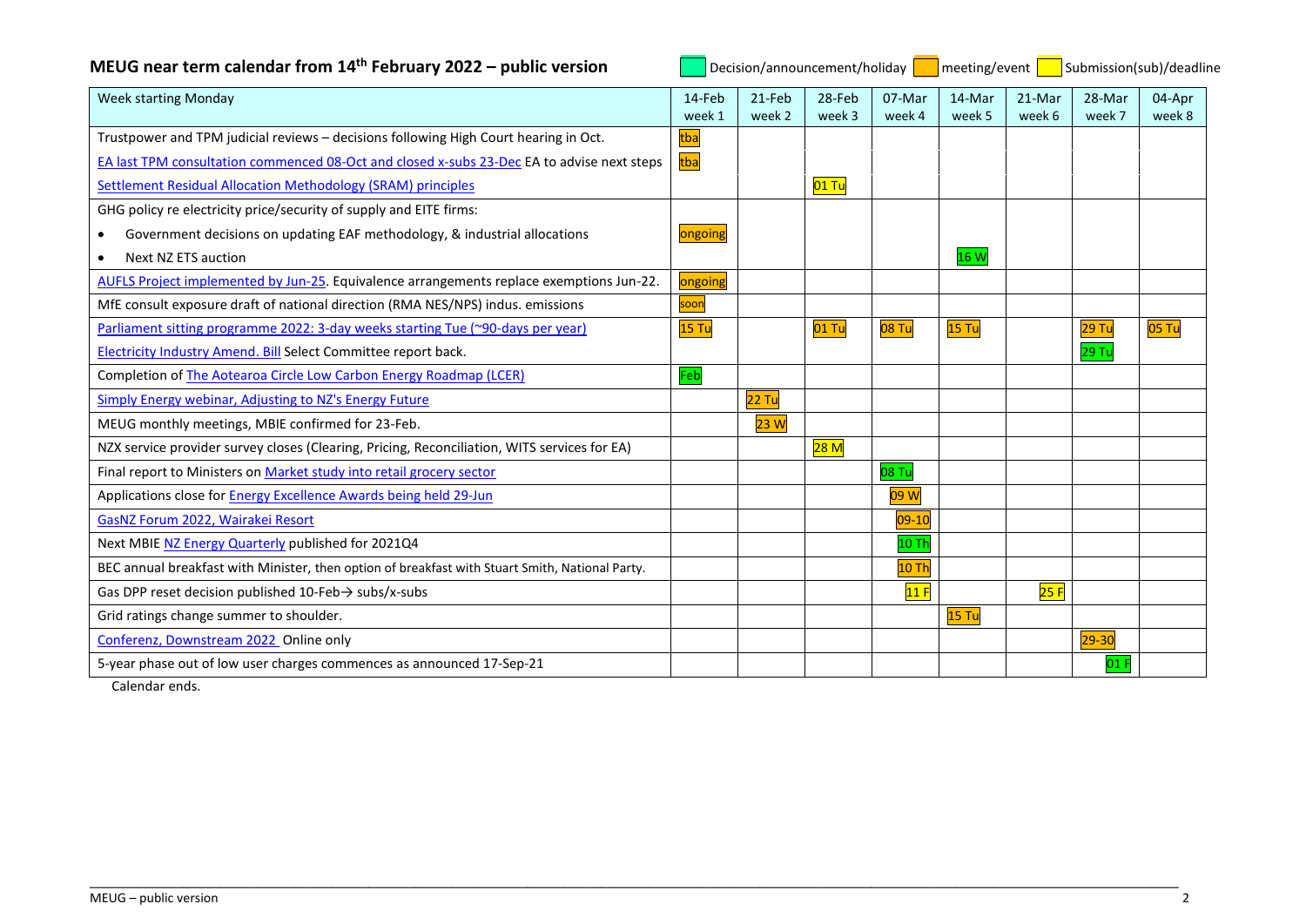## MEUG near term calendar from 14th February 2022 – public version

Decision/announcement/holiday | meeting/event | Submission(sub)/deadline

| Week starting Monday | 14-Feb week 1 | 21-Feb week 2 | 28-Feb week 3 | 07-Mar week 4 | 14-Mar week 5 | 21-Mar week 6 | 28-Mar week 7 | 04-Apr week 8 |
|---|---|---|---|---|---|---|---|---|
| Trustpower and TPM judicial reviews – decisions following High Court hearing in Oct. | tba | | | | | | | |
| EA last TPM consultation commenced 08-Oct and closed x-subs 23-Dec EA to advise next steps | tba | | | | | | | |
| Settlement Residual Allocation Methodology (SRAM) principles | | | 01 Tu | | | | | |
| GHG policy re electricity price/security of supply and EITE firms: | | | | | | | | |
| • Government decisions on updating EAF methodology, & industrial allocations | ongoing | | | | | | | |
| • Next NZ ETS auction | | | | | 16 W | | | |
| AUFLS Project implemented by Jun-25. Equivalence arrangements replace exemptions Jun-22. | ongoing | | | | | | | |
| MfE consult exposure draft of national direction (RMA NES/NPS) indus. emissions | soon | | | | | | | |
| Parliament sitting programme 2022: 3-day weeks starting Tue (~90-days per year) | 15 Tu | | 01 Tu | 08 Tu | 15 Tu | | 29 Tu | 05 Tu |
| Electricity Industry Amend. Bill Select Committee report back. | | | | | | | 29 Tu | |
| Completion of The Aotearoa Circle Low Carbon Energy Roadmap (LCER) | Feb | | | | | | | |
| Simply Energy webinar, Adjusting to NZ's Energy Future | | 22 Tu | | | | | | |
| MEUG monthly meetings, MBIE confirmed for 23-Feb. | | 23 W | | | | | | |
| NZX service provider survey closes (Clearing, Pricing, Reconciliation, WITS services for EA) | | | 28 M | | | | | |
| Final report to Ministers on Market study into retail grocery sector | | | | 08 Tu | | | | |
| Applications close for Energy Excellence Awards being held 29-Jun | | | | 09 W | | | | |
| GasNZ Forum 2022, Wairakei Resort | | | | 09-10 | | | | |
| Next MBIE NZ Energy Quarterly published for 2021Q4 | | | | 10 Th | | | | |
| BEC annual breakfast with Minister, then option of breakfast with Stuart Smith, National Party. | | | | 10 Th | | | | |
| Gas DPP reset decision published 10-Feb→ subs/x-subs | | | | 11 F | | 25 F | | |
| Grid ratings change summer to shoulder. | | | | | 15 Tu | | | |
| Conferenz, Downstream 2022 Online only | | | | | | | 29-30 | |
| 5-year phase out of low user charges commences as announced 17-Sep-21 | | | | | | | 01 F | |

Calendar ends.